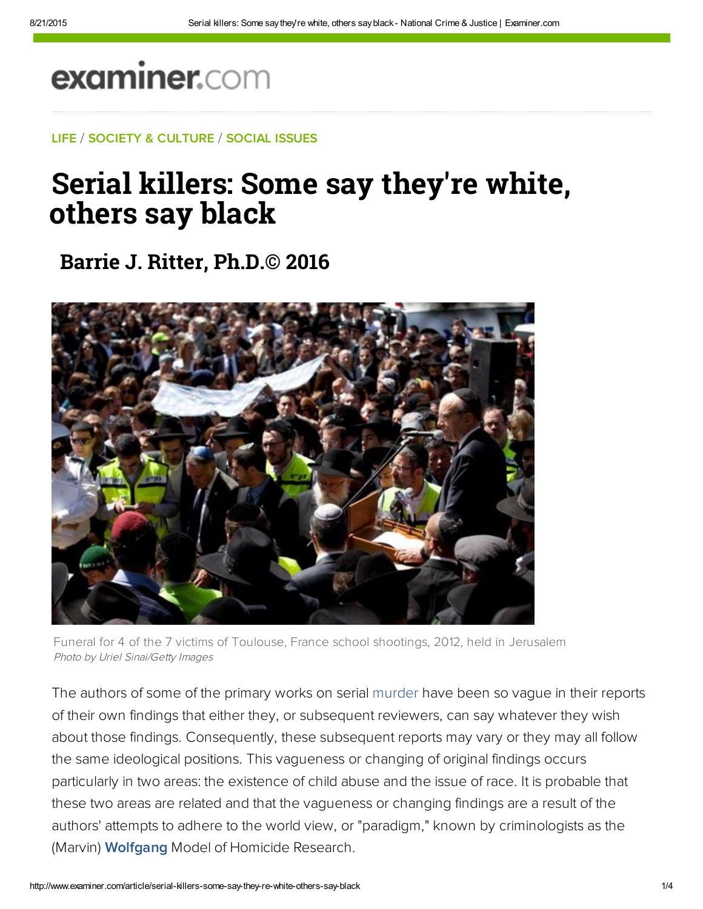examiner.com

LIFE / SOCIETY & CULTURE / SOCIAL ISSUES

# Serial killers: Some say they're white, others say black

## Barrie J. Ritter, Ph.D.© 2016

Funeral for 4 of the 7 victims of Toulouse, France school shootings, 2012, held in Jerusalem
*Photo by Uriel Sinai/Getty Images*

The authors of some of the primary works on serial murder have been so vague in their reports of their own findings that either they, or subsequent reviewers, can say whatever they wish about those findings. Consequently, these subsequent reports may vary or they may all follow the same ideological positions. This vagueness or changing of original findings occurs particularly in two areas: the existence of child abuse and the issue of race. It is probable that these two areas are related and that the vagueness or changing findings are a result of the authors' attempts to adhere to the world view, or "paradigm," known by criminologists as the (Marvin) **Wolfgang** Model of Homicide Research.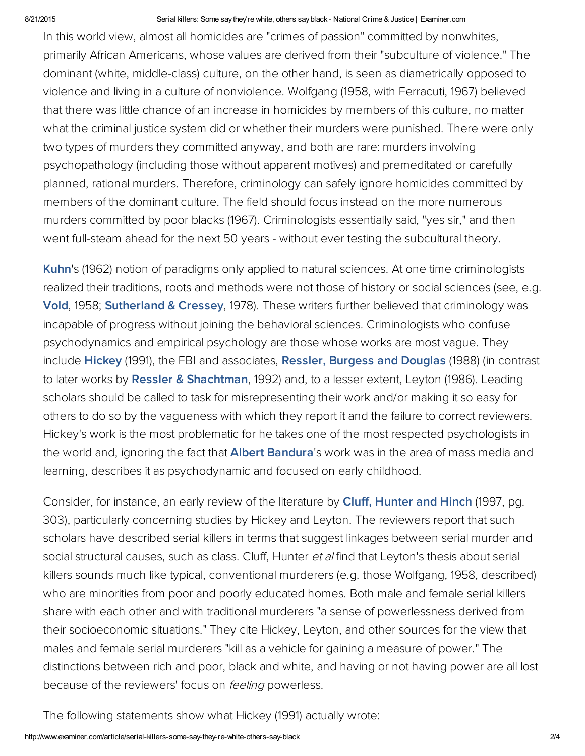In this world view, almost all homicides are "crimes of passion" committed by nonwhites, primarily African Americans, whose values are derived from their "subculture of violence." The dominant (white, middle-class) culture, on the other hand, is seen as diametrically opposed to violence and living in a culture of nonviolence. Wolfgang (1958, with Ferracuti, 1967) believed that there was little chance of an increase in homicides by members of this culture, no matter what the criminal justice system did or whether their murders were punished. There were only two types of murders they committed anyway, and both are rare: murders involving psychopathology (including those without apparent motives) and premeditated or carefully planned, rational murders. Therefore, criminology can safely ignore homicides committed by members of the dominant culture. The field should focus instead on the more numerous murders committed by poor blacks (1967). Criminologists essentially said, "yes sir," and then went full-steam ahead for the next 50 years - without ever testing the subcultural theory.

**Kuhn**'s (1962) notion of paradigms only applied to natural sciences. At one time criminologists realized their traditions, roots and methods were not those of history or social sciences (see, e.g. **Vold**, 1958; **Sutherland & Cressey**, 1978). These writers further believed that criminology was incapable of progress without joining the behavioral sciences. Criminologists who confuse psychodynamics and empirical psychology are those whose works are most vague. They include **Hickey** (1991), the FBI and associates, **Ressler, Burgess and Douglas** (1988) (in contrast to later works by **Ressler & Shachtman**, 1992) and, to a lesser extent, Leyton (1986). Leading scholars should be called to task for misrepresenting their work and/or making it so easy for others to do so by the vagueness with which they report it and the failure to correct reviewers. Hickey's work is the most problematic for he takes one of the most respected psychologists in the world and, ignoring the fact that **Albert Bandura**'s work was in the area of mass media and learning, describes it as psychodynamic and focused on early childhood.

Consider, for instance, an early review of the literature by **Cluff, Hunter and Hinch** (1997, pg. 303), particularly concerning studies by Hickey and Leyton. The reviewers report that such scholars have described serial killers in terms that suggest linkages between serial murder and social structural causes, such as class. Cluff, Hunter *et al* find that Leyton's thesis about serial killers sounds much like typical, conventional murderers (e.g. those Wolfgang, 1958, described) who are minorities from poor and poorly educated homes. Both male and female serial killers share with each other and with traditional murderers "a sense of powerlessness derived from their socioeconomic situations." They cite Hickey, Leyton, and other sources for the view that males and female serial murderers "kill as a vehicle for gaining a measure of power." The distinctions between rich and poor, black and white, and having or not having power are all lost because of the reviewers' focus on *feeling* powerless.

The following statements show what Hickey (1991) actually wrote: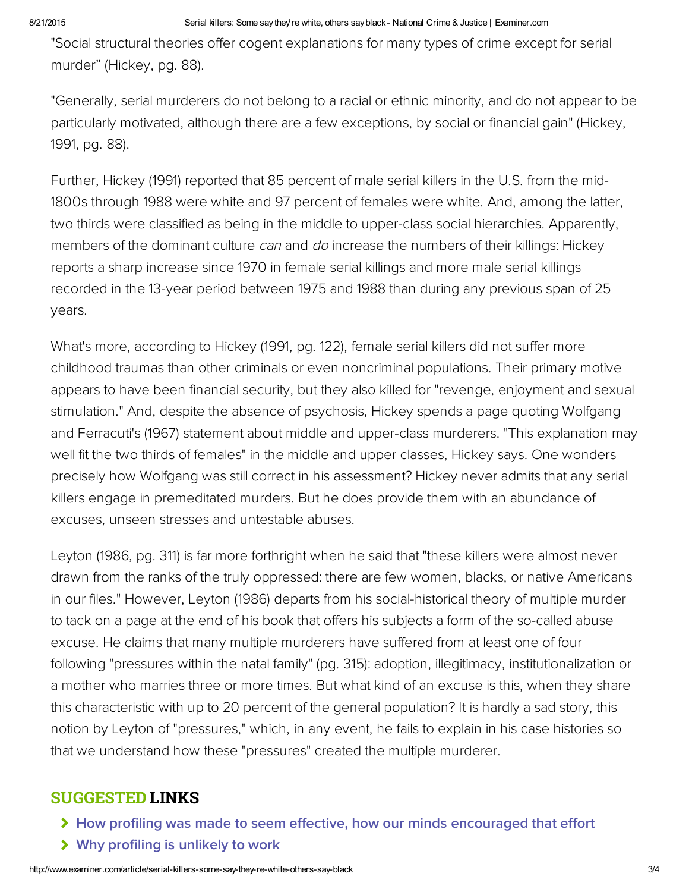"Social structural theories offer cogent explanations for many types of crime except for serial murder" (Hickey, pg. 88).

"Generally, serial murderers do not belong to a racial or ethnic minority, and do not appear to be particularly motivated, although there are a few exceptions, by social or financial gain" (Hickey, 1991, pg. 88).

Further, Hickey (1991) reported that 85 percent of male serial killers in the U.S. from the mid-1800s through 1988 were white and 97 percent of females were white. And, among the latter, two thirds were classified as being in the middle to upper-class social hierarchies. Apparently, members of the dominant culture *can* and *do* increase the numbers of their killings: Hickey reports a sharp increase since 1970 in female serial killings and more male serial killings recorded in the 13-year period between 1975 and 1988 than during any previous span of 25 years.

What's more, according to Hickey (1991, pg. 122), female serial killers did not suffer more childhood traumas than other criminals or even noncriminal populations. Their primary motive appears to have been financial security, but they also killed for "revenge, enjoyment and sexual stimulation." And, despite the absence of psychosis, Hickey spends a page quoting Wolfgang and Ferracuti's (1967) statement about middle and upper-class murderers. "This explanation may well fit the two thirds of females" in the middle and upper classes, Hickey says. One wonders precisely how Wolfgang was still correct in his assessment? Hickey never admits that any serial killers engage in premeditated murders. But he does provide them with an abundance of excuses, unseen stresses and untestable abuses.

Leyton (1986, pg. 311) is far more forthright when he said that "these killers were almost never drawn from the ranks of the truly oppressed: there are few women, blacks, or native Americans in our files." However, Leyton (1986) departs from his social-historical theory of multiple murder to tack on a page at the end of his book that offers his subjects a form of the so-called abuse excuse. He claims that many multiple murderers have suffered from at least one of four following "pressures within the natal family" (pg. 315): adoption, illegitimacy, institutionalization or a mother who marries three or more times. But what kind of an excuse is this, when they share this characteristic with up to 20 percent of the general population? It is hardly a sad story, this notion by Leyton of "pressures," which, in any event, he fails to explain in his case histories so that we understand how these "pressures" created the multiple murderer.

## SUGGESTED LINKS

- How profiling was made to seem effective, how our minds encouraged that effort
- Why profiling is unlikely to work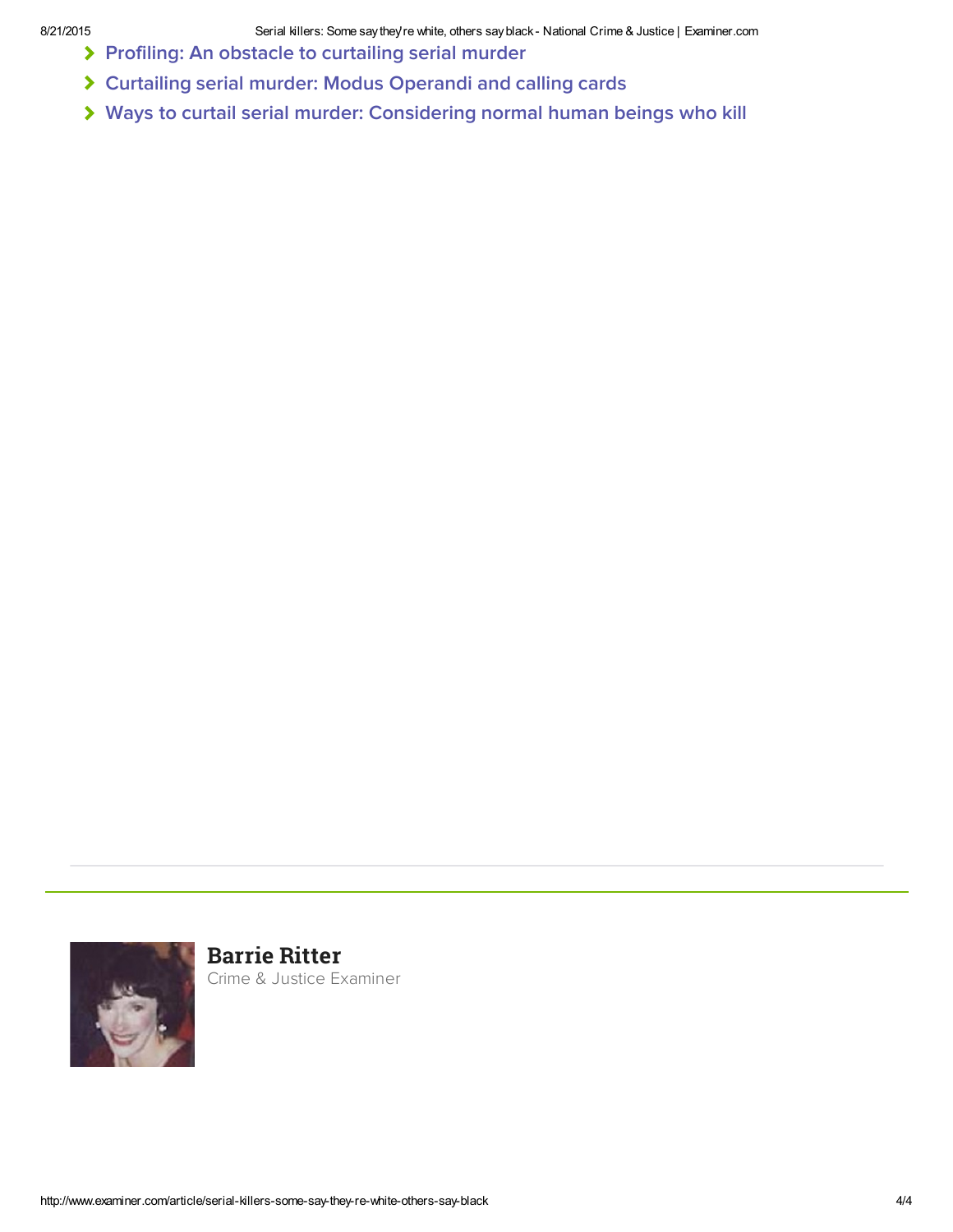- Profiling: An obstacle to curtailing serial murder
- Curtailing serial murder: Modus Operandi and calling cards
- Ways to curtail serial murder: Considering normal human beings who kill

---

**Barrie Ritter**

Crime & Justice Examiner